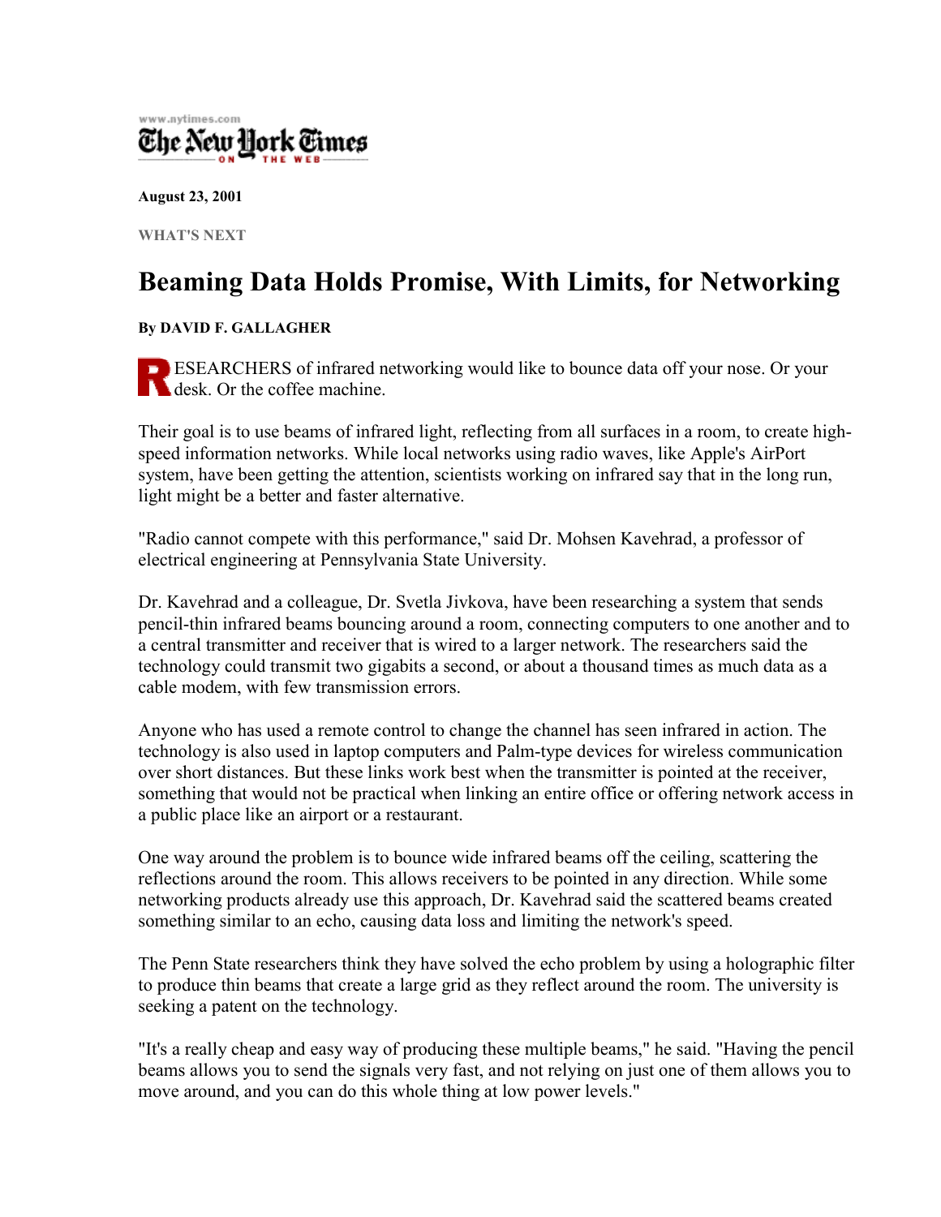**August 23, 2001**

WHAT'S NEXT

# Beaming Data Holds Promise, With Limits, for Networking

**By DAVID F. GALLAGHER**

RESEARCHERS of infrared networking would like to bounce data off your nose. Or your desk. Or the coffee machine.

Their goal is to use beams of infrared light, reflecting from all surfaces in a room, to create high-speed information networks. While local networks using radio waves, like Apple's AirPort system, have been getting the attention, scientists working on infrared say that in the long run, light might be a better and faster alternative.

"Radio cannot compete with this performance," said Dr. Mohsen Kavehrad, a professor of electrical engineering at Pennsylvania State University.

Dr. Kavehrad and a colleague, Dr. Svetla Jivkova, have been researching a system that sends pencil-thin infrared beams bouncing around a room, connecting computers to one another and to a central transmitter and receiver that is wired to a larger network. The researchers said the technology could transmit two gigabits a second, or about a thousand times as much data as a cable modem, with few transmission errors.

Anyone who has used a remote control to change the channel has seen infrared in action. The technology is also used in laptop computers and Palm-type devices for wireless communication over short distances. But these links work best when the transmitter is pointed at the receiver, something that would not be practical when linking an entire office or offering network access in a public place like an airport or a restaurant.

One way around the problem is to bounce wide infrared beams off the ceiling, scattering the reflections around the room. This allows receivers to be pointed in any direction. While some networking products already use this approach, Dr. Kavehrad said the scattered beams created something similar to an echo, causing data loss and limiting the network's speed.

The Penn State researchers think they have solved the echo problem by using a holographic filter to produce thin beams that create a large grid as they reflect around the room. The university is seeking a patent on the technology.

"It's a really cheap and easy way of producing these multiple beams," he said. "Having the pencil beams allows you to send the signals very fast, and not relying on just one of them allows you to move around, and you can do this whole thing at low power levels."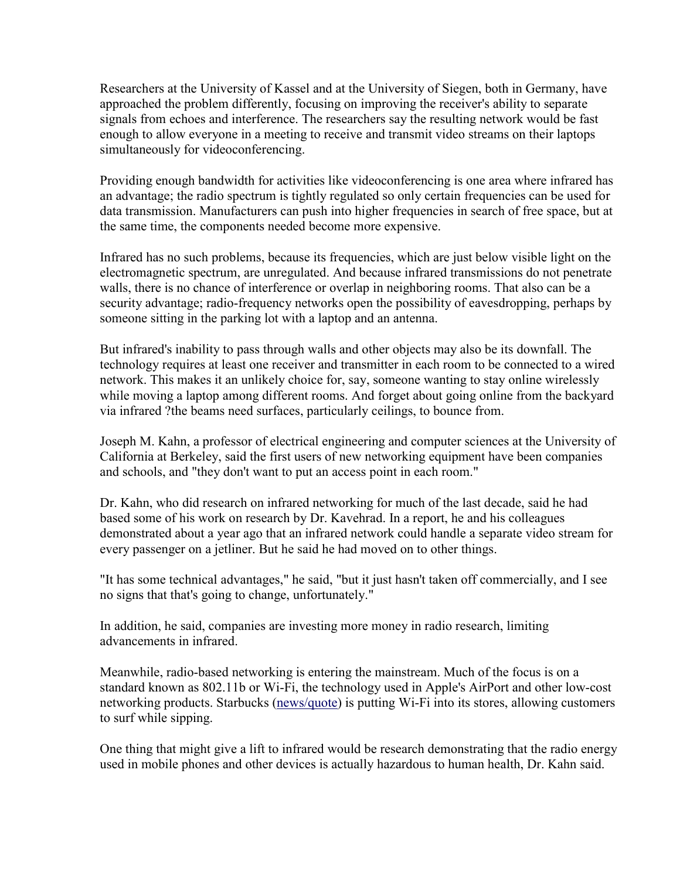Researchers at the University of Kassel and at the University of Siegen, both in Germany, have approached the problem differently, focusing on improving the receiver's ability to separate signals from echoes and interference. The researchers say the resulting network would be fast enough to allow everyone in a meeting to receive and transmit video streams on their laptops simultaneously for videoconferencing.

Providing enough bandwidth for activities like videoconferencing is one area where infrared has an advantage; the radio spectrum is tightly regulated so only certain frequencies can be used for data transmission. Manufacturers can push into higher frequencies in search of free space, but at the same time, the components needed become more expensive.

Infrared has no such problems, because its frequencies, which are just below visible light on the electromagnetic spectrum, are unregulated. And because infrared transmissions do not penetrate walls, there is no chance of interference or overlap in neighboring rooms. That also can be a security advantage; radio-frequency networks open the possibility of eavesdropping, perhaps by someone sitting in the parking lot with a laptop and an antenna.

But infrared's inability to pass through walls and other objects may also be its downfall. The technology requires at least one receiver and transmitter in each room to be connected to a wired network. This makes it an unlikely choice for, say, someone wanting to stay online wirelessly while moving a laptop among different rooms. And forget about going online from the backyard via infrared ?the beams need surfaces, particularly ceilings, to bounce from.

Joseph M. Kahn, a professor of electrical engineering and computer sciences at the University of California at Berkeley, said the first users of new networking equipment have been companies and schools, and "they don't want to put an access point in each room."

Dr. Kahn, who did research on infrared networking for much of the last decade, said he had based some of his work on research by Dr. Kavehrad. In a report, he and his colleagues demonstrated about a year ago that an infrared network could handle a separate video stream for every passenger on a jetliner. But he said he had moved on to other things.

"It has some technical advantages," he said, "but it just hasn't taken off commercially, and I see no signs that that's going to change, unfortunately."

In addition, he said, companies are investing more money in radio research, limiting advancements in infrared.

Meanwhile, radio-based networking is entering the mainstream. Much of the focus is on a standard known as 802.11b or Wi-Fi, the technology used in Apple's AirPort and other low-cost networking products. Starbucks (news/quote) is putting Wi-Fi into its stores, allowing customers to surf while sipping.

One thing that might give a lift to infrared would be research demonstrating that the radio energy used in mobile phones and other devices is actually hazardous to human health, Dr. Kahn said.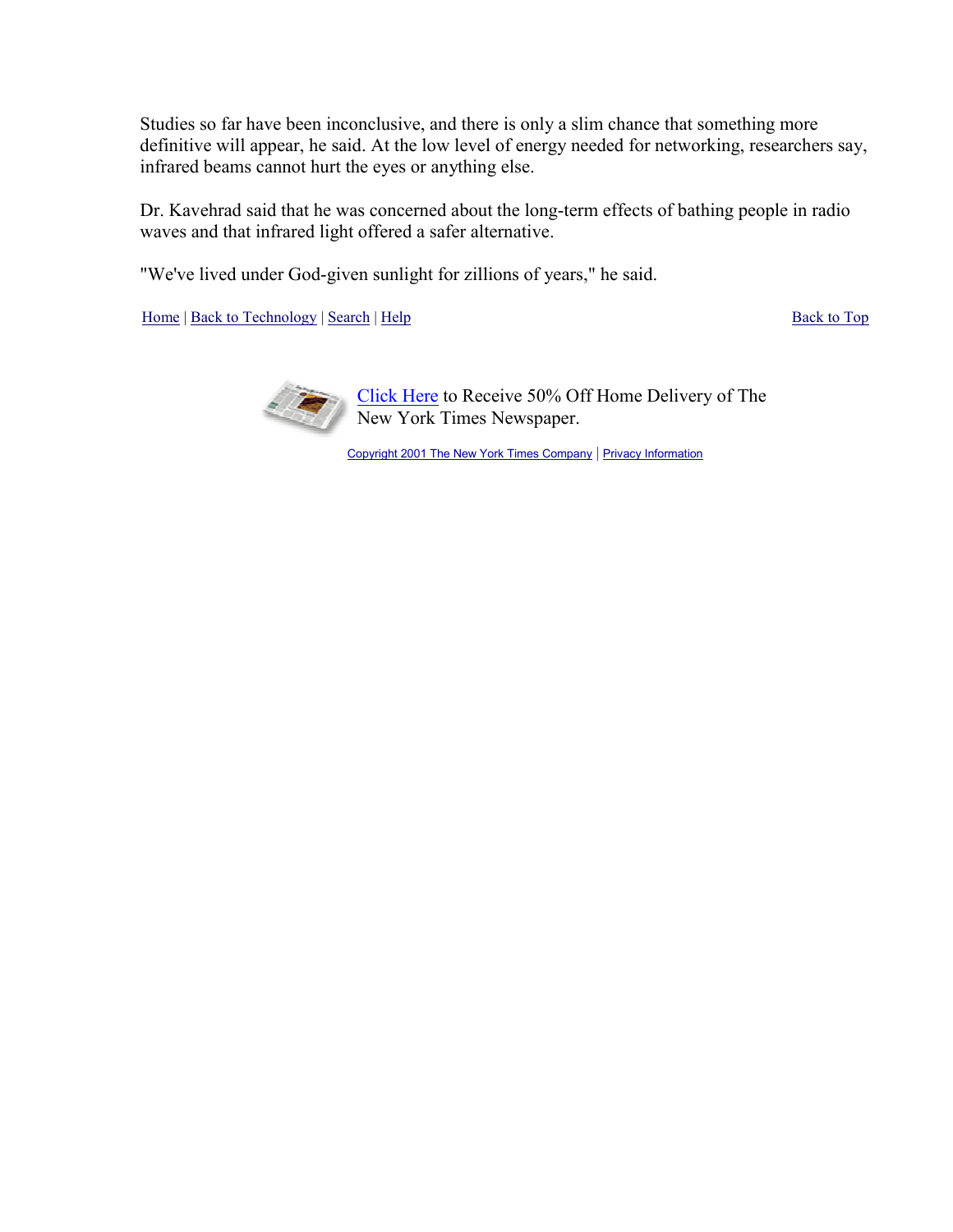Studies so far have been inconclusive, and there is only a slim chance that something more definitive will appear, he said. At the low level of energy needed for networking, researchers say, infrared beams cannot hurt the eyes or anything else.

Dr. Kavehrad said that he was concerned about the long-term effects of bathing people in radio waves and that infrared light offered a safer alternative.

"We've lived under God-given sunlight for zillions of years," he said.

Home | Back to Technology | Search | Help　　Back to Top

Click Here to Receive 50% Off Home Delivery of The New York Times Newspaper.

Copyright 2001 The New York Times Company | Privacy Information